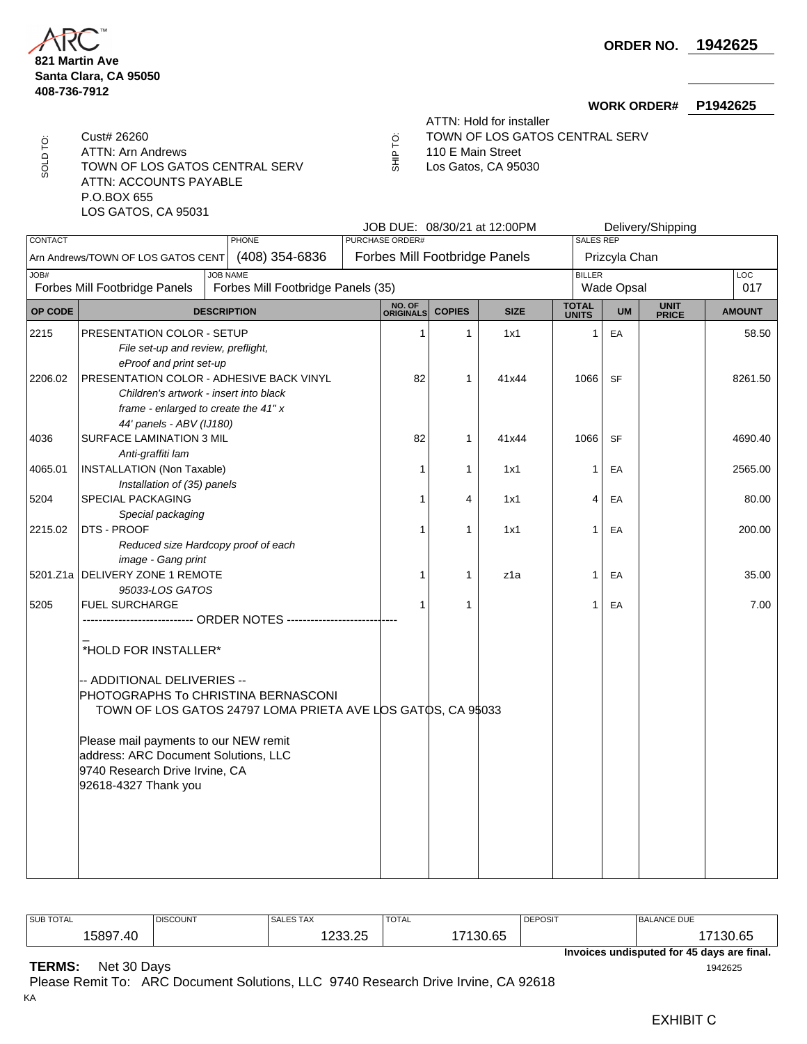ARC

**821 Martin Ave**
**Santa Clara, CA 95050**
**408-736-7912**

**ORDER NO. 1942625**

**WORK ORDER# P1942625**

SOLD TO:
Cust# 26260
ATTN: Arn Andrews
TOWN OF LOS GATOS CENTRAL SERV
ATTN: ACCOUNTS PAYABLE
P.O.BOX 655
LOS GATOS, CA 95031

SHIP TO:
ATTN: Hold for installer
TOWN OF LOS GATOS CENTRAL SERV
110 E Main Street
Los Gatos, CA 95030

JOB DUE: 08/30/21 at 12:00PM

Delivery/Shipping

| CONTACT | PHONE | PURCHASE ORDER# | SALES REP |
|---|---|---|---|
| Arn Andrews/TOWN OF LOS GATOS CENT | (408) 354-6836 | Forbes Mill Footbridge Panels | Prizcyla Chan |

| JOB# | JOB NAME | BILLER | LOC |
|---|---|---|---|
| Forbes Mill Footbridge Panels | Forbes Mill Footbridge Panels (35) | Wade Opsal | 017 |

| OP CODE | DESCRIPTION | NO. OF ORIGINALS | COPIES | SIZE | TOTAL UNITS | UM | UNIT PRICE | AMOUNT |
|---|---|---|---|---|---|---|---|---|
| 2215 | PRESENTATION COLOR - SETUP<br>*File set-up and review, preflight, eProof and print set-up* | 1 | 1 | 1x1 | 1 | EA | | 58.50 |
| 2206.02 | PRESENTATION COLOR - ADHESIVE BACK VINYL<br>*Children's artwork - insert into black frame - enlarged to create the 41" x 44' panels - ABV (IJ180)* | 82 | 1 | 41x44 | 1066 | SF | | 8261.50 |
| 4036 | SURFACE LAMINATION 3 MIL<br>*Anti-graffiti lam* | 82 | 1 | 41x44 | 1066 | SF | | 4690.40 |
| 4065.01 | INSTALLATION (Non Taxable)<br>*Installation of (35) panels* | 1 | 1 | 1x1 | 1 | EA | | 2565.00 |
| 5204 | SPECIAL PACKAGING<br>*Special packaging* | 1 | 4 | 1x1 | 4 | EA | | 80.00 |
| 2215.02 | DTS - PROOF<br>*Reduced size Hardcopy proof of each image - Gang print* | 1 | 1 | 1x1 | 1 | EA | | 200.00 |
| 5201.Z1a | DELIVERY ZONE 1 REMOTE<br>*95033-LOS GATOS* | 1 | 1 | z1a | 1 | EA | | 35.00 |
| 5205 | FUEL SURCHARGE | 1 | 1 | | 1 | EA | | 7.00 |

---------------------------- ORDER NOTES ----------------------------

_
*HOLD FOR INSTALLER*

-- ADDITIONAL DELIVERIES --
PHOTOGRAPHS To CHRISTINA BERNASCONI
TOWN OF LOS GATOS 24797 LOMA PRIETA AVE LOS GATOS, CA 95033

Please mail payments to our NEW remit address: ARC Document Solutions, LLC 9740 Research Drive Irvine, CA 92618-4327 Thank you

| SUB TOTAL | DISCOUNT | SALES TAX | TOTAL | DEPOSIT | BALANCE DUE |
|---|---|---|---|---|---|
| 15897.40 | | 1233.25 | 17130.65 | | 17130.65 |

**Invoices undisputed for 45 days are final.**

**TERMS:** Net 30 Days

1942625

Please Remit To: ARC Document Solutions, LLC 9740 Research Drive Irvine, CA 92618

KA

EXHIBIT C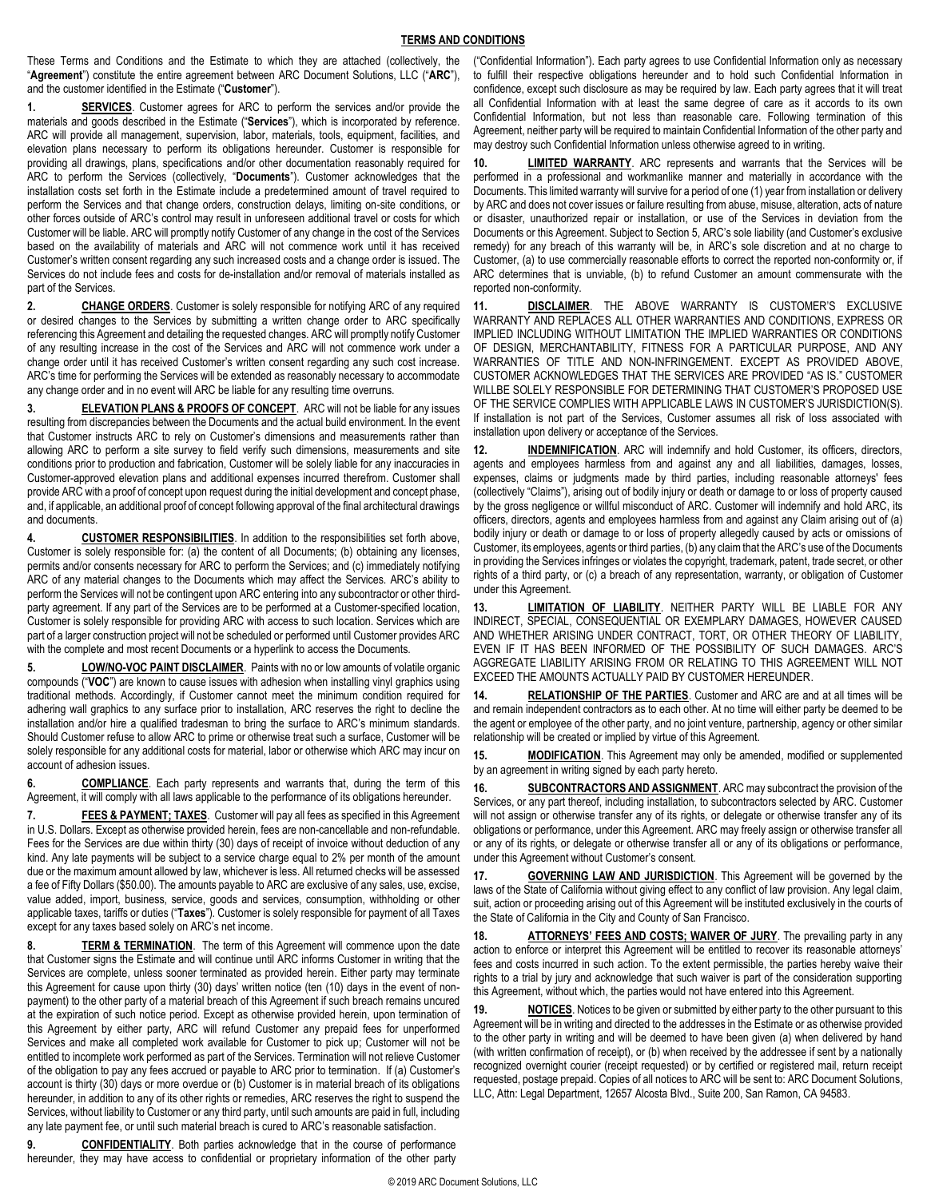# TERMS AND CONDITIONS

These Terms and Conditions and the Estimate to which they are attached (collectively, the "**Agreement**") constitute the entire agreement between ARC Document Solutions, LLC ("**ARC**"), and the customer identified in the Estimate ("**Customer**").

**1. SERVICES**. Customer agrees for ARC to perform the services and/or provide the materials and goods described in the Estimate ("**Services**"), which is incorporated by reference. ARC will provide all management, supervision, labor, materials, tools, equipment, facilities, and elevation plans necessary to perform its obligations hereunder. Customer is responsible for providing all drawings, plans, specifications and/or other documentation reasonably required for ARC to perform the Services (collectively, "**Documents**"). Customer acknowledges that the installation costs set forth in the Estimate include a predetermined amount of travel required to perform the Services and that change orders, construction delays, limiting on-site conditions, or other forces outside of ARC's control may result in unforeseen additional travel or costs for which Customer will be liable. ARC will promptly notify Customer of any change in the cost of the Services based on the availability of materials and ARC will not commence work until it has received Customer's written consent regarding any such increased costs and a change order is issued. The Services do not include fees and costs for de-installation and/or removal of materials installed as part of the Services.

**2. CHANGE ORDERS**. Customer is solely responsible for notifying ARC of any required or desired changes to the Services by submitting a written change order to ARC specifically referencing this Agreement and detailing the requested changes. ARC will promptly notify Customer of any resulting increase in the cost of the Services and ARC will not commence work under a change order until it has received Customer's written consent regarding any such cost increase. ARC's time for performing the Services will be extended as reasonably necessary to accommodate any change order and in no event will ARC be liable for any resulting time overruns.

**3. ELEVATION PLANS & PROOFS OF CONCEPT**. ARC will not be liable for any issues resulting from discrepancies between the Documents and the actual build environment. In the event that Customer instructs ARC to rely on Customer's dimensions and measurements rather than allowing ARC to perform a site survey to field verify such dimensions, measurements and site conditions prior to production and fabrication, Customer will be solely liable for any inaccuracies in Customer-approved elevation plans and additional expenses incurred therefrom. Customer shall provide ARC with a proof of concept upon request during the initial development and concept phase, and, if applicable, an additional proof of concept following approval of the final architectural drawings and documents.

**4. CUSTOMER RESPONSIBILITIES**. In addition to the responsibilities set forth above, Customer is solely responsible for: (a) the content of all Documents; (b) obtaining any licenses, permits and/or consents necessary for ARC to perform the Services; and (c) immediately notifying ARC of any material changes to the Documents which may affect the Services. ARC's ability to perform the Services will not be contingent upon ARC entering into any subcontractor or other third-party agreement. If any part of the Services are to be performed at a Customer-specified location, Customer is solely responsible for providing ARC with access to such location. Services which are part of a larger construction project will not be scheduled or performed until Customer provides ARC with the complete and most recent Documents or a hyperlink to access the Documents.

**5. LOW/NO-VOC PAINT DISCLAIMER**. Paints with no or low amounts of volatile organic compounds ("**VOC**") are known to cause issues with adhesion when installing vinyl graphics using traditional methods. Accordingly, if Customer cannot meet the minimum condition required for adhering wall graphics to any surface prior to installation, ARC reserves the right to decline the installation and/or hire a qualified tradesman to bring the surface to ARC's minimum standards. Should Customer refuse to allow ARC to prime or otherwise treat such a surface, Customer will be solely responsible for any additional costs for material, labor or otherwise which ARC may incur on account of adhesion issues.

**6. COMPLIANCE**. Each party represents and warrants that, during the term of this Agreement, it will comply with all laws applicable to the performance of its obligations hereunder.

**7. FEES & PAYMENT; TAXES**. Customer will pay all fees as specified in this Agreement in U.S. Dollars. Except as otherwise provided herein, fees are non-cancellable and non-refundable. Fees for the Services are due within thirty (30) days of receipt of invoice without deduction of any kind. Any late payments will be subject to a service charge equal to 2% per month of the amount due or the maximum amount allowed by law, whichever is less. All returned checks will be assessed a fee of Fifty Dollars ($50.00). The amounts payable to ARC are exclusive of any sales, use, excise, value added, import, business, service, goods and services, consumption, withholding or other applicable taxes, tariffs or duties ("**Taxes**"). Customer is solely responsible for payment of all Taxes except for any taxes based solely on ARC's net income.

**8. TERM & TERMINATION**. The term of this Agreement will commence upon the date that Customer signs the Estimate and will continue until ARC informs Customer in writing that the Services are complete, unless sooner terminated as provided herein. Either party may terminate this Agreement for cause upon thirty (30) days' written notice (ten (10) days in the event of non-payment) to the other party of a material breach of this Agreement if such breach remains uncured at the expiration of such notice period. Except as otherwise provided herein, upon termination of this Agreement by either party, ARC will refund Customer any prepaid fees for unperformed Services and make all completed work available for Customer to pick up; Customer will not be entitled to incomplete work performed as part of the Services. Termination will not relieve Customer of the obligation to pay any fees accrued or payable to ARC prior to termination. If (a) Customer's account is thirty (30) days or more overdue or (b) Customer is in material breach of its obligations hereunder, in addition to any of its other rights or remedies, ARC reserves the right to suspend the Services, without liability to Customer or any third party, until such amounts are paid in full, including any late payment fee, or until such material breach is cured to ARC's reasonable satisfaction.

**9. CONFIDENTIALITY**. Both parties acknowledge that in the course of performance hereunder, they may have access to confidential or proprietary information of the other party ("Confidential Information"). Each party agrees to use Confidential Information only as necessary to fulfill their respective obligations hereunder and to hold such Confidential Information in confidence, except such disclosure as may be required by law. Each party agrees that it will treat all Confidential Information with at least the same degree of care as it accords to its own Confidential Information, but not less than reasonable care. Following termination of this Agreement, neither party will be required to maintain Confidential Information of the other party and may destroy such Confidential Information unless otherwise agreed to in writing.

**10. LIMITED WARRANTY**. ARC represents and warrants that the Services will be performed in a professional and workmanlike manner and materially in accordance with the Documents. This limited warranty will survive for a period of one (1) year from installation or delivery by ARC and does not cover issues or failure resulting from abuse, misuse, alteration, acts of nature or disaster, unauthorized repair or installation, or use of the Services in deviation from the Documents or this Agreement. Subject to Section 5, ARC's sole liability (and Customer's exclusive remedy) for any breach of this warranty will be, in ARC's sole discretion and at no charge to Customer, (a) to use commercially reasonable efforts to correct the reported non-conformity or, if ARC determines that is unviable, (b) to refund Customer an amount commensurate with the reported non-conformity.

**11. DISCLAIMER**. THE ABOVE WARRANTY IS CUSTOMER'S EXCLUSIVE WARRANTY AND REPLACES ALL OTHER WARRANTIES AND CONDITIONS, EXPRESS OR IMPLIED INCLUDING WITHOUT LIMITATION THE IMPLIED WARRANTIES OR CONDITIONS OF DESIGN, MERCHANTABILITY, FITNESS FOR A PARTICULAR PURPOSE, AND ANY WARRANTIES OF TITLE AND NON-INFRINGEMENT. EXCEPT AS PROVIDED ABOVE, CUSTOMER ACKNOWLEDGES THAT THE SERVICES ARE PROVIDED "AS IS." CUSTOMER WILLBE SOLELY RESPONSIBLE FOR DETERMINING THAT CUSTOMER'S PROPOSED USE OF THE SERVICE COMPLIES WITH APPLICABLE LAWS IN CUSTOMER'S JURISDICTION(S). If installation is not part of the Services, Customer assumes all risk of loss associated with installation upon delivery or acceptance of the Services.

**12. INDEMNIFICATION**. ARC will indemnify and hold Customer, its officers, directors, agents and employees harmless from and against any and all liabilities, damages, losses, expenses, claims or judgments made by third parties, including reasonable attorneys' fees (collectively "Claims"), arising out of bodily injury or death or damage to or loss of property caused by the gross negligence or willful misconduct of ARC. Customer will indemnify and hold ARC, its officers, directors, agents and employees harmless from and against any Claim arising out of (a) bodily injury or death or damage to or loss of property allegedly caused by acts or omissions of Customer, its employees, agents or third parties, (b) any claim that the ARC's use of the Documents in providing the Services infringes or violates the copyright, trademark, patent, trade secret, or other rights of a third party, or (c) a breach of any representation, warranty, or obligation of Customer under this Agreement.

**13. LIMITATION OF LIABILITY**. NEITHER PARTY WILL BE LIABLE FOR ANY INDIRECT, SPECIAL, CONSEQUENTIAL OR EXEMPLARY DAMAGES, HOWEVER CAUSED AND WHETHER ARISING UNDER CONTRACT, TORT, OR OTHER THEORY OF LIABILITY, EVEN IF IT HAS BEEN INFORMED OF THE POSSIBILITY OF SUCH DAMAGES. ARC'S AGGREGATE LIABILITY ARISING FROM OR RELATING TO THIS AGREEMENT WILL NOT EXCEED THE AMOUNTS ACTUALLY PAID BY CUSTOMER HEREUNDER.

**14. RELATIONSHIP OF THE PARTIES**. Customer and ARC are and at all times will be and remain independent contractors as to each other. At no time will either party be deemed to be the agent or employee of the other party, and no joint venture, partnership, agency or other similar relationship will be created or implied by virtue of this Agreement.

**15. MODIFICATION**. This Agreement may only be amended, modified or supplemented by an agreement in writing signed by each party hereto.

**16. SUBCONTRACTORS AND ASSIGNMENT**. ARC may subcontract the provision of the Services, or any part thereof, including installation, to subcontractors selected by ARC. Customer will not assign or otherwise transfer any of its rights, or delegate or otherwise transfer any of its obligations or performance, under this Agreement. ARC may freely assign or otherwise transfer all or any of its rights, or delegate or otherwise transfer all or any of its obligations or performance, under this Agreement without Customer's consent.

**17. GOVERNING LAW AND JURISDICTION**. This Agreement will be governed by the laws of the State of California without giving effect to any conflict of law provision. Any legal claim, suit, action or proceeding arising out of this Agreement will be instituted exclusively in the courts of the State of California in the City and County of San Francisco.

**18. ATTORNEYS' FEES AND COSTS; WAIVER OF JURY**. The prevailing party in any action to enforce or interpret this Agreement will be entitled to recover its reasonable attorneys' fees and costs incurred in such action. To the extent permissible, the parties hereby waive their rights to a trial by jury and acknowledge that such waiver is part of the consideration supporting this Agreement, without which, the parties would not have entered into this Agreement.

**19. NOTICES**. Notices to be given or submitted by either party to the other pursuant to this Agreement will be in writing and directed to the addresses in the Estimate or as otherwise provided to the other party in writing and will be deemed to have been given (a) when delivered by hand (with written confirmation of receipt), or (b) when received by the addressee if sent by a nationally recognized overnight courier (receipt requested) or by certified or registered mail, return receipt requested, postage prepaid. Copies of all notices to ARC will be sent to: ARC Document Solutions, LLC, Attn: Legal Department, 12657 Alcosta Blvd., Suite 200, San Ramon, CA 94583.

© 2019 ARC Document Solutions, LLC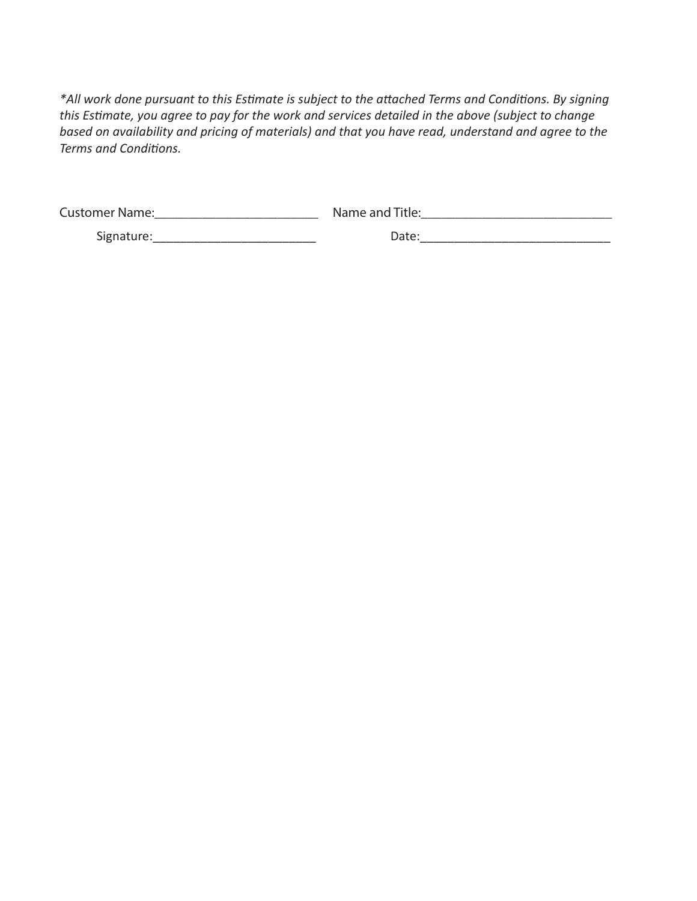*\*All work done pursuant to this Estimate is subject to the attached Terms and Conditions. By signing this Estimate, you agree to pay for the work and services detailed in the above (subject to change based on availability and pricing of materials) and that you have read, understand and agree to the Terms and Conditions.*

Customer Name:________________________ Name and Title:___________________________

Signature:________________________ Date:___________________________